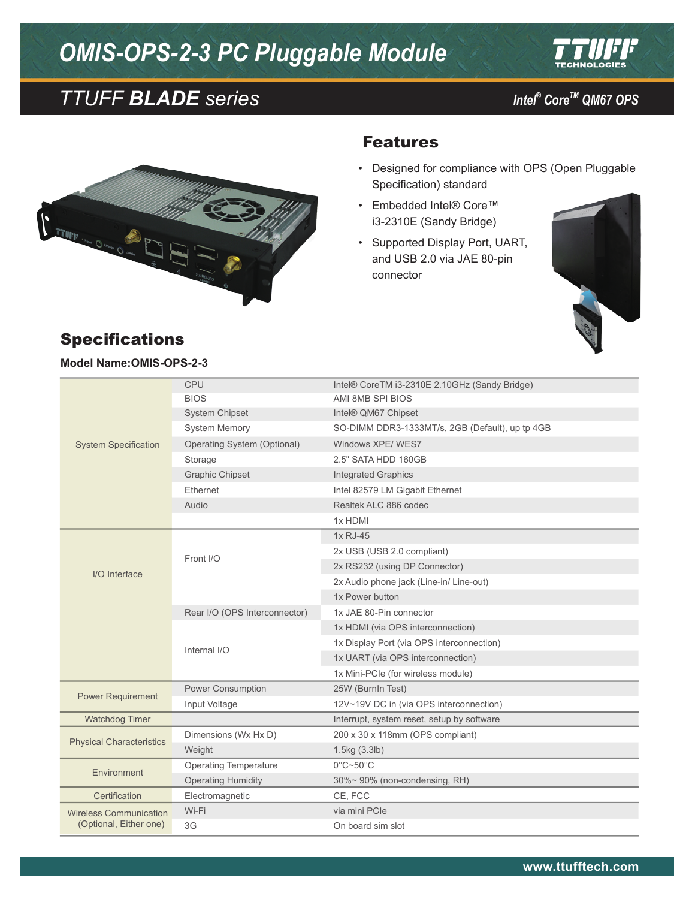# OMIS-OPS-2-3 PC Pluggable Module

## TTUFF **BLADE** series

Intel® Core™ QM67 OPS

## Features

- Designed for compliance with OPS (Open Pluggable Specification) standard
- Embedded Intel® Core™ i3-2310E (Sandy Bridge)
- Supported Display Port, UART, and USB 2.0 via JAE 80-pin connector

## Specifications

**Model Name:OMIS-OPS-2-3**

| | | |
|---|---|---|
| System Specification | CPU | Intel® CoreTM i3-2310E 2.10GHz (Sandy Bridge) |
| | BIOS | AMI 8MB SPI BIOS |
| | System Chipset | Intel® QM67 Chipset |
| | System Memory | SO-DIMM DDR3-1333MT/s, 2GB (Default), up tp 4GB |
| | Operating System (Optional) | Windows XPE/ WES7 |
| | Storage | 2.5" SATA HDD 160GB |
| | Graphic Chipset | Integrated Graphics |
| | Ethernet | Intel 82579 LM Gigabit Ethernet |
| | Audio | Realtek ALC 886 codec |
| | | 1x HDMI |
| I/O Interface | Front I/O | 1x RJ-45 |
| | | 2x USB (USB 2.0 compliant) |
| | | 2x RS232 (using DP Connector) |
| | | 2x Audio phone jack (Line-in/ Line-out) |
| | | 1x Power button |
| | Rear I/O (OPS Interconnector) | 1x JAE 80-Pin connector |
| | Internal I/O | 1x HDMI (via OPS interconnection) |
| | | 1x Display Port (via OPS interconnection) |
| | | 1x UART (via OPS interconnection) |
| | | 1x Mini-PCIe (for wireless module) |
| Power Requirement | Power Consumption | 25W (BurnIn Test) |
| | Input Voltage | 12V~19V DC in (via OPS interconnection) |
| Watchdog Timer | | Interrupt, system reset, setup by software |
| Physical Characteristics | Dimensions (Wx Hx D) | 200 x 30 x 118mm (OPS compliant) |
| | Weight | 1.5kg (3.3lb) |
| Environment | Operating Temperature | 0°C~50°C |
| | Operating Humidity | 30%~ 90% (non-condensing, RH) |
| Certification | Electromagnetic | CE, FCC |
| Wireless Communication (Optional, Either one) | Wi-Fi | via mini PCIe |
| | 3G | On board sim slot |

www.ttufftech.com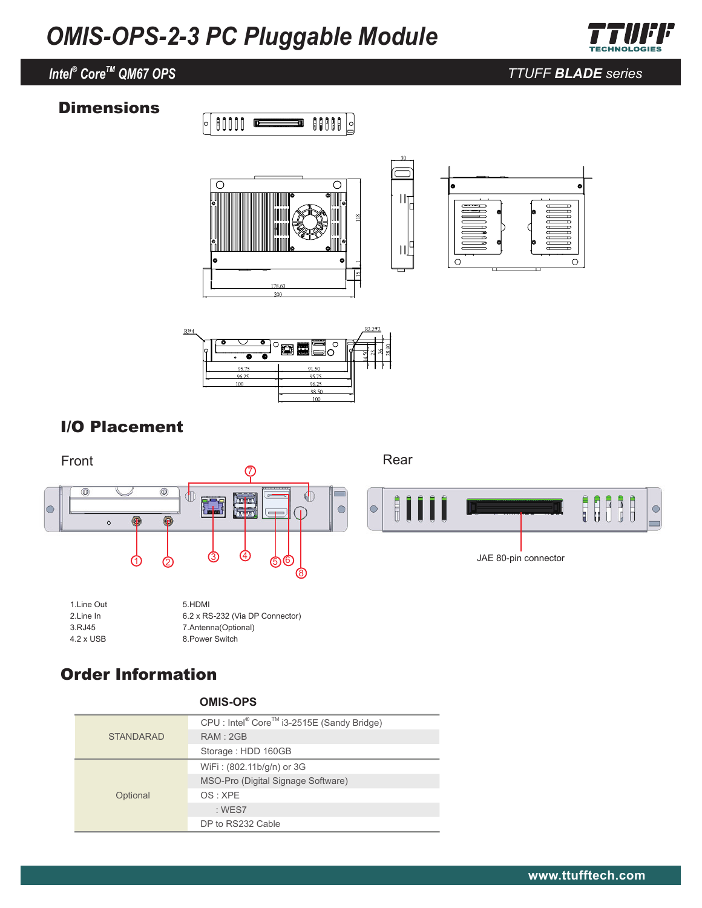# OMIS-OPS-2-3 PC Pluggable Module

Intel® Core™ QM67 OPS

TTUFF **BLADE** series

## Dimensions

30

118

15

178.60

200

R3*4

R2.2*2

95.75

96.25

100

91.50

95.75

96.25

98.50

100

24.50

23

26

28.90

## I/O Placement

Front

Rear

JAE 80-pin connector

1.Line Out
2.Line In
3.RJ45
4.2 x USB
5.HDMI
6.2 x RS-232 (Via DP Connector)
7.Antenna(Optional)
8.Power Switch

## Order Information

| | OMIS-OPS |
|---|---|
| STANDARAD | CPU : Intel® Core™ i3-2515E (Sandy Bridge) |
| | RAM : 2GB |
| | Storage : HDD 160GB |
| Optional | WiFi : (802.11b/g/n) or 3G |
| | MSO-Pro (Digital Signage Software) |
| | OS : XPE |
| | : WES7 |
| | DP to RS232 Cable |

www.ttufftech.com